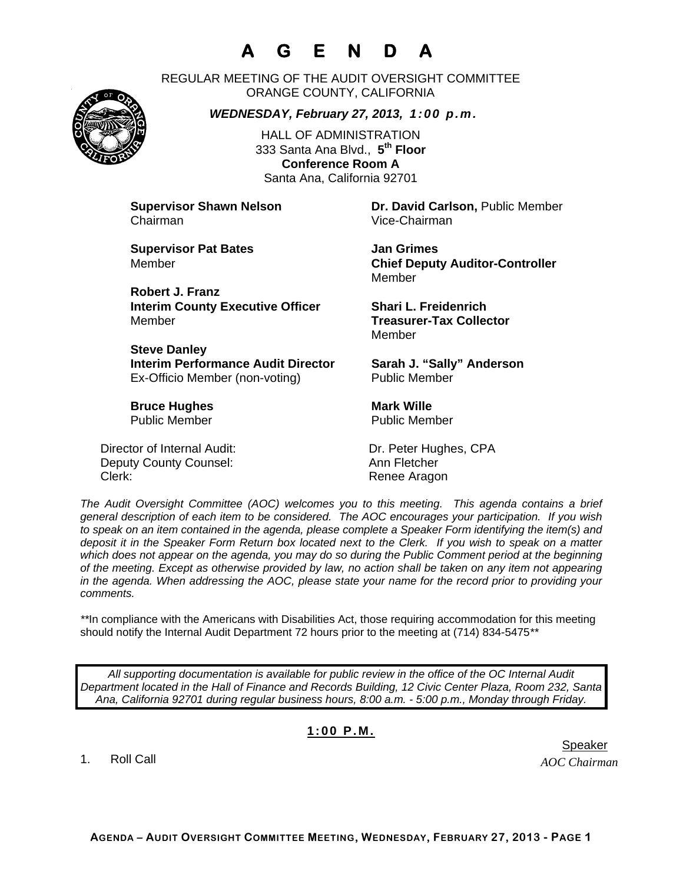# A G E N D A

REGULAR MEETING OF THE AUDIT OVERSIGHT COMMITTEE
ORANGE COUNTY, CALIFORNIA

***WEDNESDAY, February 27, 2013, 1:00 p.m.***

HALL OF ADMINISTRATION
333 Santa Ana Blvd., **5th Floor**
**Conference Room A**
Santa Ana, California 92701

**Supervisor Shawn Nelson**
Chairman

**Dr. David Carlson,** Public Member
Vice-Chairman

**Supervisor Pat Bates**
Member

**Jan Grimes**
**Chief Deputy Auditor-Controller**
Member

**Robert J. Franz**
**Interim County Executive Officer**
Member

**Shari L. Freidenrich**
**Treasurer-Tax Collector**
Member

**Steve Danley**
**Interim Performance Audit Director**
Ex-Officio Member (non-voting)

**Sarah J. "Sally" Anderson**
Public Member

**Bruce Hughes**
Public Member

**Mark Wille**
Public Member

Director of Internal Audit: Dr. Peter Hughes, CPA
Deputy County Counsel: Ann Fletcher
Clerk: Renee Aragon

*The Audit Oversight Committee (AOC) welcomes you to this meeting. This agenda contains a brief general description of each item to be considered. The AOC encourages your participation. If you wish to speak on an item contained in the agenda, please complete a Speaker Form identifying the item(s) and deposit it in the Speaker Form Return box located next to the Clerk. If you wish to speak on a matter which does not appear on the agenda, you may do so during the Public Comment period at the beginning of the meeting. Except as otherwise provided by law, no action shall be taken on any item not appearing in the agenda. When addressing the AOC, please state your name for the record prior to providing your comments.*

**In compliance with the Americans with Disabilities Act, those requiring accommodation for this meeting should notify the Internal Audit Department 72 hours prior to the meeting at (714) 834-5475**

*All supporting documentation is available for public review in the office of the OC Internal Audit Department located in the Hall of Finance and Records Building, 12 Civic Center Plaza, Room 232, Santa Ana, California 92701 during regular business hours, 8:00 a.m. - 5:00 p.m., Monday through Friday.*

**1:00 P.M.**

Speaker

1. Roll Call — *AOC Chairman*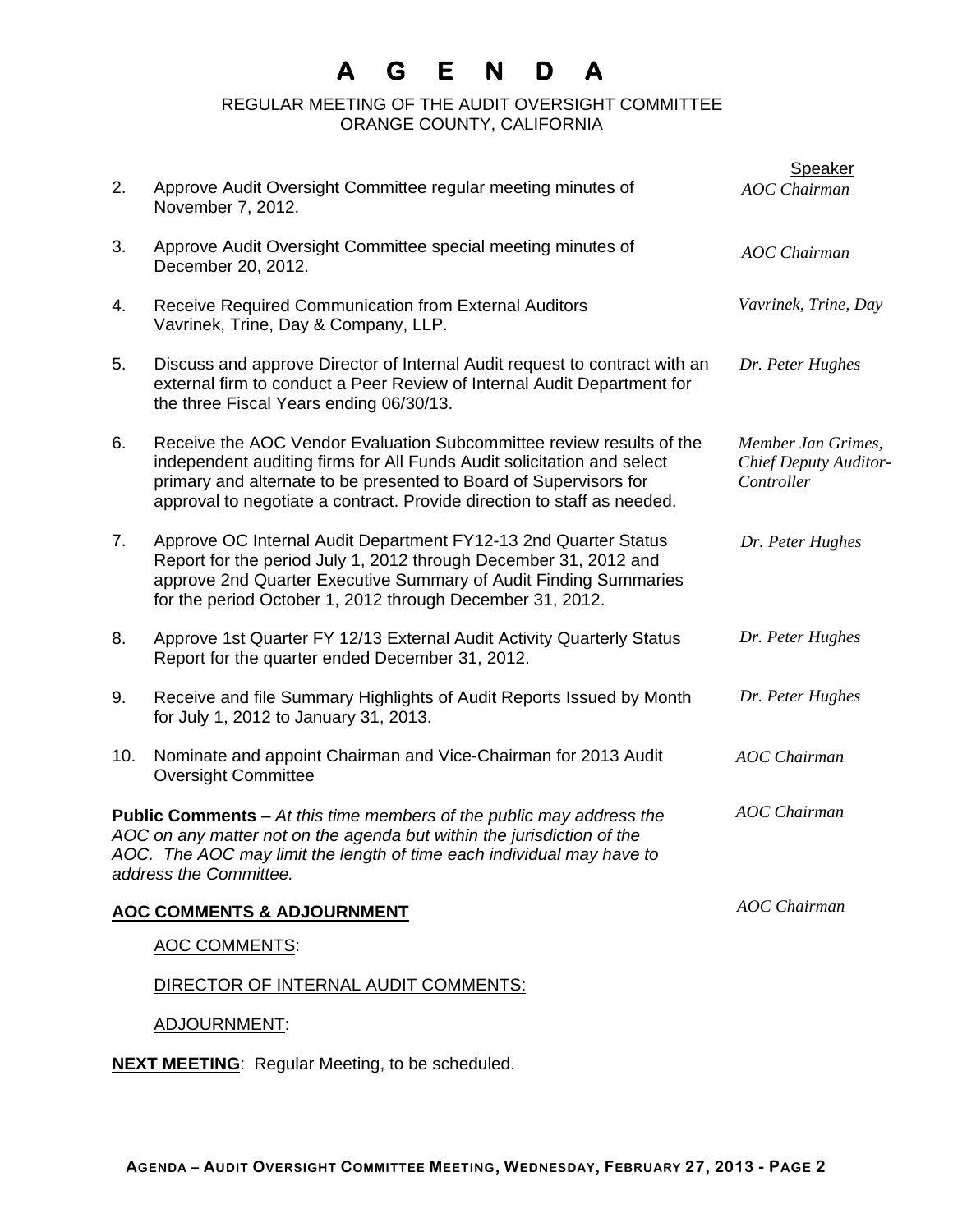# A G E N D A

REGULAR MEETING OF THE AUDIT OVERSIGHT COMMITTEE
ORANGE COUNTY, CALIFORNIA

| | | Speaker |
|---|---|---|
| 2. | Approve Audit Oversight Committee regular meeting minutes of November 7, 2012. | *AOC Chairman* |
| 3. | Approve Audit Oversight Committee special meeting minutes of December 20, 2012. | *AOC Chairman* |
| 4. | Receive Required Communication from External Auditors Vavrinek, Trine, Day & Company, LLP. | *Vavrinek, Trine, Day* |
| 5. | Discuss and approve Director of Internal Audit request to contract with an external firm to conduct a Peer Review of Internal Audit Department for the three Fiscal Years ending 06/30/13. | *Dr. Peter Hughes* |
| 6. | Receive the AOC Vendor Evaluation Subcommittee review results of the independent auditing firms for All Funds Audit solicitation and select primary and alternate to be presented to Board of Supervisors for approval to negotiate a contract. Provide direction to staff as needed. | *Member Jan Grimes, Chief Deputy Auditor-Controller* |
| 7. | Approve OC Internal Audit Department FY12-13 2nd Quarter Status Report for the period July 1, 2012 through December 31, 2012 and approve 2nd Quarter Executive Summary of Audit Finding Summaries for the period October 1, 2012 through December 31, 2012. | *Dr. Peter Hughes* |
| 8. | Approve 1st Quarter FY 12/13 External Audit Activity Quarterly Status Report for the quarter ended December 31, 2012. | *Dr. Peter Hughes* |
| 9. | Receive and file Summary Highlights of Audit Reports Issued by Month for July 1, 2012 to January 31, 2013. | *Dr. Peter Hughes* |
| 10. | Nominate and appoint Chairman and Vice-Chairman for 2013 Audit Oversight Committee | *AOC Chairman* |

**Public Comments** – *At this time members of the public may address the AOC on any matter not on the agenda but within the jurisdiction of the AOC. The AOC may limit the length of time each individual may have to address the Committee.* — *AOC Chairman*

**AOC COMMENTS & ADJOURNMENT** — *AOC Chairman*

AOC COMMENTS:

DIRECTOR OF INTERNAL AUDIT COMMENTS:

ADJOURNMENT:

**NEXT MEETING**: Regular Meeting, to be scheduled.